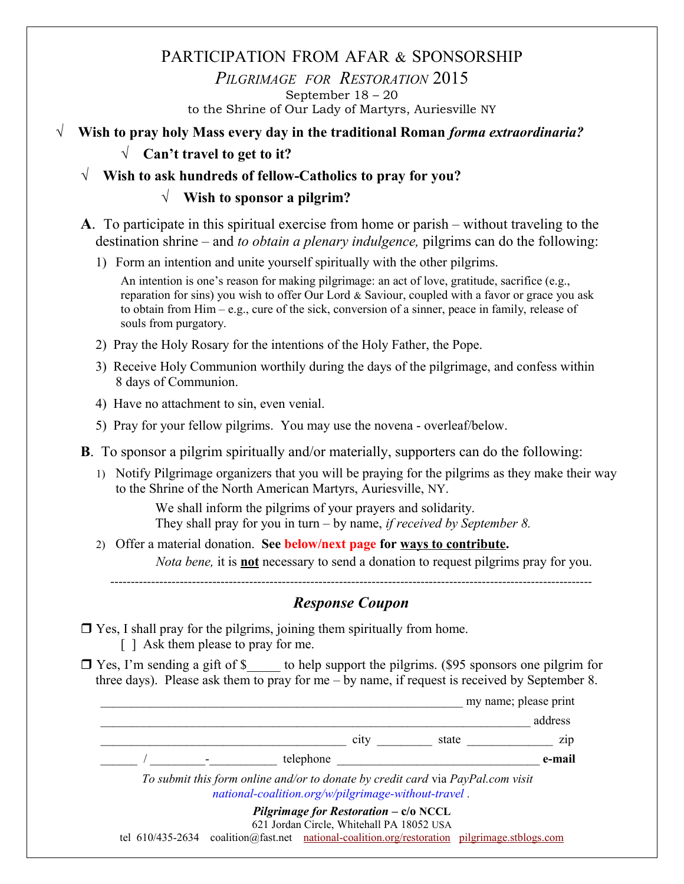# PARTICIPATION FROM AFAR & SPONSORSHIP

## *PILGRIMAGE FOR RESTORATION* 2015

September 18 – 20
to the Shrine of Our Lady of Martyrs, Auriesville NY

√ **Wish to pray holy Mass every day in the traditional Roman *forma extraordinaria?***

√ **Can't travel to get to it?**

√ **Wish to ask hundreds of fellow-Catholics to pray for you?**

√ **Wish to sponsor a pilgrim?**

**A**. To participate in this spiritual exercise from home or parish – without traveling to the destination shrine – and *to obtain a plenary indulgence,* pilgrims can do the following:

1) Form an intention and unite yourself spiritually with the other pilgrims.

   An intention is one's reason for making pilgrimage: an act of love, gratitude, sacrifice (e.g., reparation for sins) you wish to offer Our Lord & Saviour, coupled with a favor or grace you ask to obtain from Him – e.g., cure of the sick, conversion of a sinner, peace in family, release of souls from purgatory.

2) Pray the Holy Rosary for the intentions of the Holy Father, the Pope.
3) Receive Holy Communion worthily during the days of the pilgrimage, and confess within 8 days of Communion.
4) Have no attachment to sin, even venial.
5) Pray for your fellow pilgrims. You may use the novena - overleaf/below.

**B**. To sponsor a pilgrim spiritually and/or materially, supporters can do the following:

1) Notify Pilgrimage organizers that you will be praying for the pilgrims as they make their way to the Shrine of the North American Martyrs, Auriesville, NY.

   We shall inform the pilgrims of your prayers and solidarity.
   They shall pray for you in turn – by name, *if received by September 8.*

2) Offer a material donation. **See below/next page for ways to contribute.**

   *Nota bene,* it is **not** necessary to send a donation to request pilgrims pray for you.

---

## *Response Coupon*

❒ Yes, I shall pray for the pilgrims, joining them spiritually from home.
  [ ] Ask them please to pray for me.

❒ Yes, I'm sending a gift of $_____ to help support the pilgrims. ($95 sponsors one pilgrim for three days). Please ask them to pray for me – by name, if request is received by September 8.

____________________________________________________________ my name; please print

_______________________________________________________________________ address

_________________________________________ city _________ state ______________ zip

______ / _________-___________ telephone _________________________________ **e-mail**

*To submit this form online and/or to donate by credit card via PayPal.com visit national-coalition.org/w/pilgrimage-without-travel .*

***Pilgrimage for Restoration* – c/o NCCL**
621 Jordan Circle, Whitehall PA 18052 USA
tel 610/435-2634 coalition@fast.net national-coalition.org/restoration pilgrimage.stblogs.com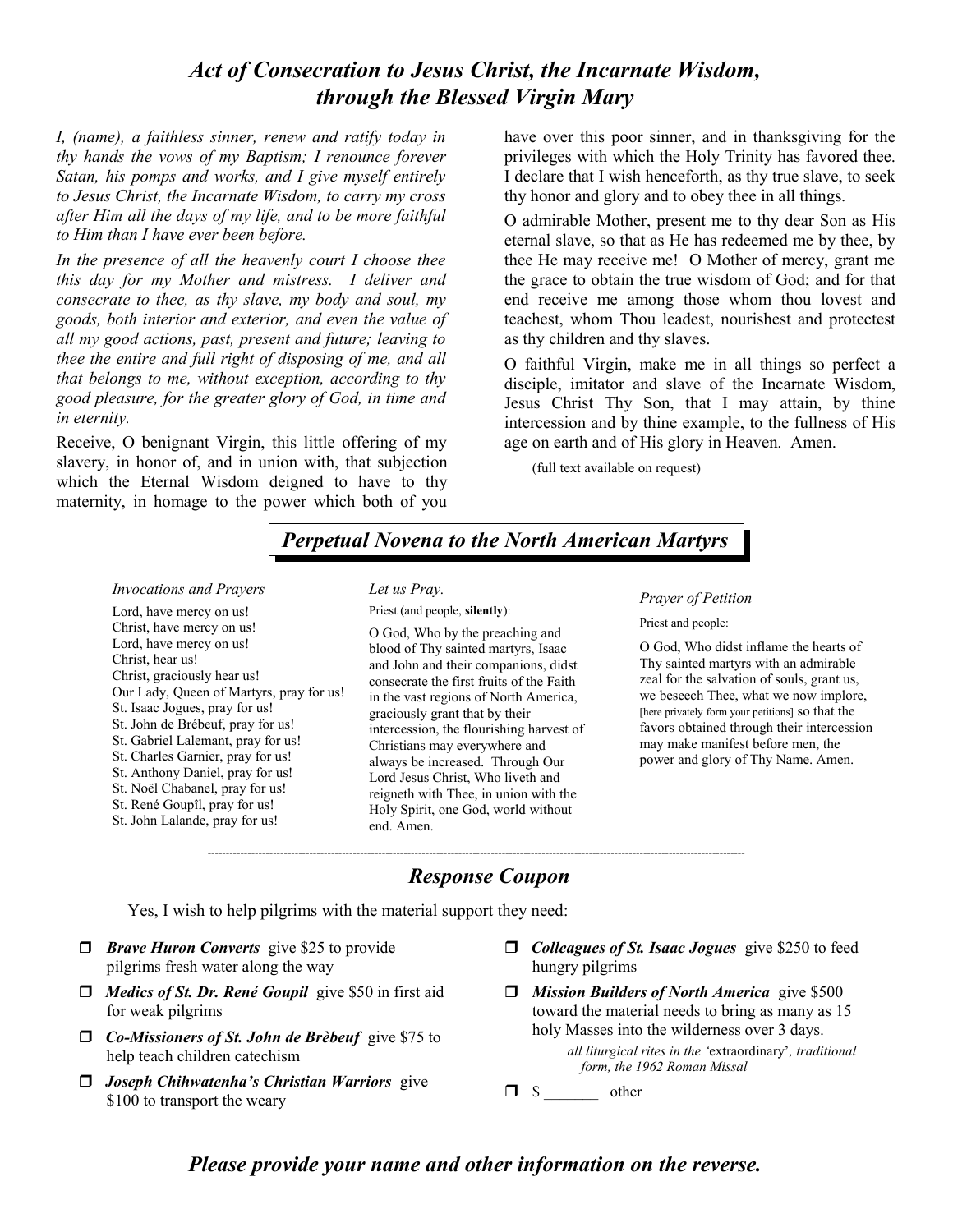## *Act of Consecration to Jesus Christ, the Incarnate Wisdom, through the Blessed Virgin Mary*

*I, (name), a faithless sinner, renew and ratify today in thy hands the vows of my Baptism; I renounce forever Satan, his pomps and works, and I give myself entirely to Jesus Christ, the Incarnate Wisdom, to carry my cross after Him all the days of my life, and to be more faithful to Him than I have ever been before.*

*In the presence of all the heavenly court I choose thee this day for my Mother and mistress. I deliver and consecrate to thee, as thy slave, my body and soul, my goods, both interior and exterior, and even the value of all my good actions, past, present and future; leaving to thee the entire and full right of disposing of me, and all that belongs to me, without exception, according to thy good pleasure, for the greater glory of God, in time and in eternity.*

Receive, O benignant Virgin, this little offering of my slavery, in honor of, and in union with, that subjection which the Eternal Wisdom deigned to have to thy maternity, in homage to the power which both of you have over this poor sinner, and in thanksgiving for the privileges with which the Holy Trinity has favored thee. I declare that I wish henceforth, as thy true slave, to seek thy honor and glory and to obey thee in all things.

O admirable Mother, present me to thy dear Son as His eternal slave, so that as He has redeemed me by thee, by thee He may receive me! O Mother of mercy, grant me the grace to obtain the true wisdom of God; and for that end receive me among those whom thou lovest and teachest, whom Thou leadest, nourishest and protectest as thy children and thy slaves.

O faithful Virgin, make me in all things so perfect a disciple, imitator and slave of the Incarnate Wisdom, Jesus Christ Thy Son, that I may attain, by thine intercession and by thine example, to the fullness of His age on earth and of His glory in Heaven. Amen.

(full text available on request)

## *Perpetual Novena to the North American Martyrs*

*Invocations and Prayers*

Lord, have mercy on us!
Christ, have mercy on us!
Lord, have mercy on us!
Christ, hear us!
Christ, graciously hear us!
Our Lady, Queen of Martyrs, pray for us!
St. Isaac Jogues, pray for us!
St. John de Brébeuf, pray for us!
St. Gabriel Lalemant, pray for us!
St. Charles Garnier, pray for us!
St. Anthony Daniel, pray for us!
St. Noël Chabanel, pray for us!
St. René Goupîl, pray for us!
St. John Lalande, pray for us!

*Let us Pray.*

Priest (and people, **silently**):

O God, Who by the preaching and blood of Thy sainted martyrs, Isaac and John and their companions, didst consecrate the first fruits of the Faith in the vast regions of North America, graciously grant that by their intercession, the flourishing harvest of Christians may everywhere and always be increased. Through Our Lord Jesus Christ, Who liveth and reigneth with Thee, in union with the Holy Spirit, one God, world without end. Amen.

*Prayer of Petition*

Priest and people:

O God, Who didst inflame the hearts of Thy sainted martyrs with an admirable zeal for the salvation of souls, grant us, we beseech Thee, what we now implore, [here privately form your petitions] so that the favors obtained through their intercession may make manifest before men, the power and glory of Thy Name. Amen.

---

## *Response Coupon*

Yes, I wish to help pilgrims with the material support they need:

- ❒ ***Brave Huron Converts*** give $25 to provide pilgrims fresh water along the way
- ❒ ***Medics of St. Dr. René Goupil*** give $50 in first aid for weak pilgrims
- ❒ ***Co-Missioners of St. John de Brèbeuf*** give $75 to help teach children catechism
- ❒ ***Joseph Chihwatenha's Christian Warriors*** give $100 to transport the weary
- ❒ ***Colleagues of St. Isaac Jogues*** give $250 to feed hungry pilgrims
- ❒ ***Mission Builders of North America*** give $500 toward the material needs to bring as many as 15 holy Masses into the wilderness over 3 days.
  *all liturgical rites in the '*extraordinary'*, traditional form, the 1962 Roman Missal*
- ❒ $ _______ other

### *Please provide your name and other information on the reverse.*